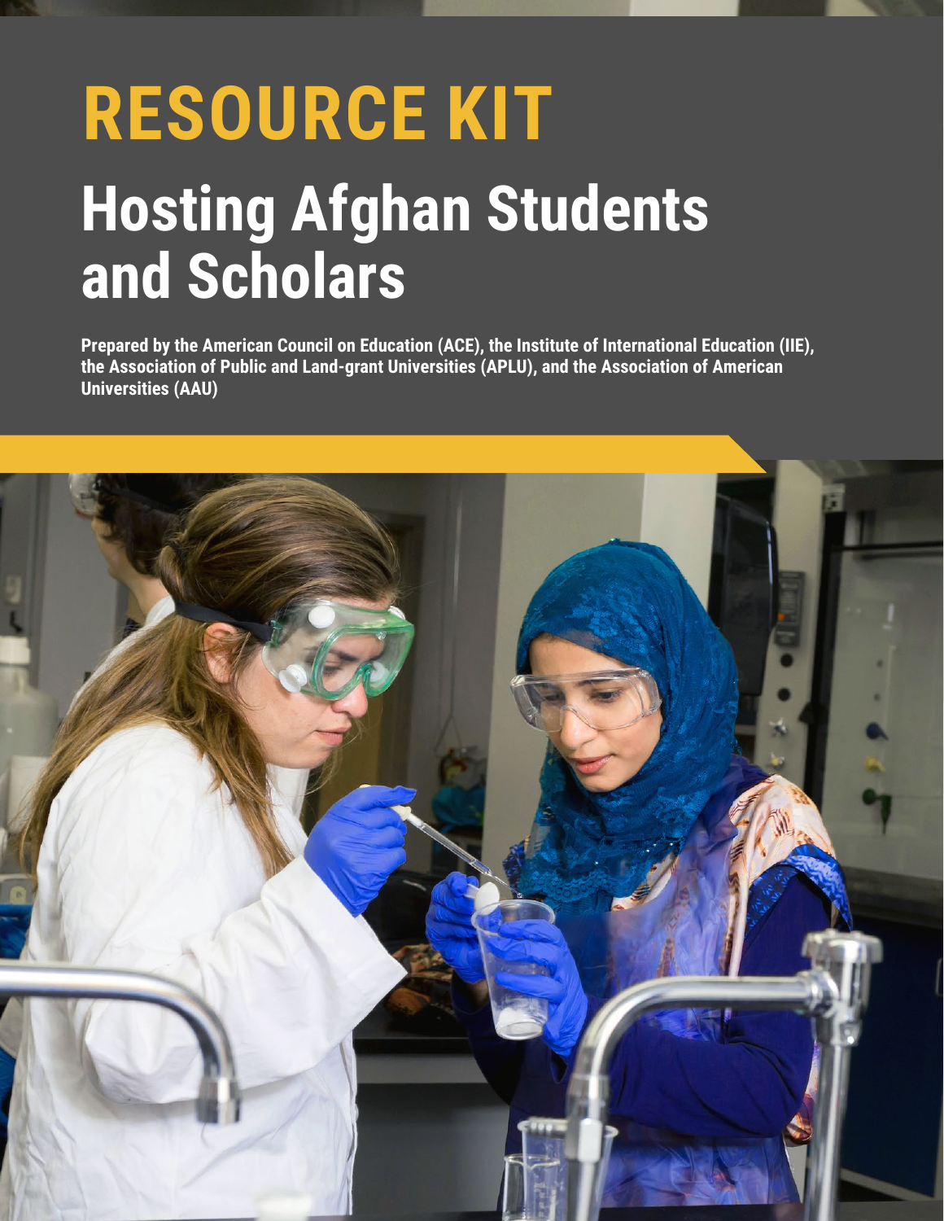# RESOURCE KIT

# Hosting Afghan Students and Scholars

**Prepared by the American Council on Education (ACE), the Institute of International Education (IIE), the Association of Public and Land-grant Universities (APLU), and the Association of American Universities (AAU)**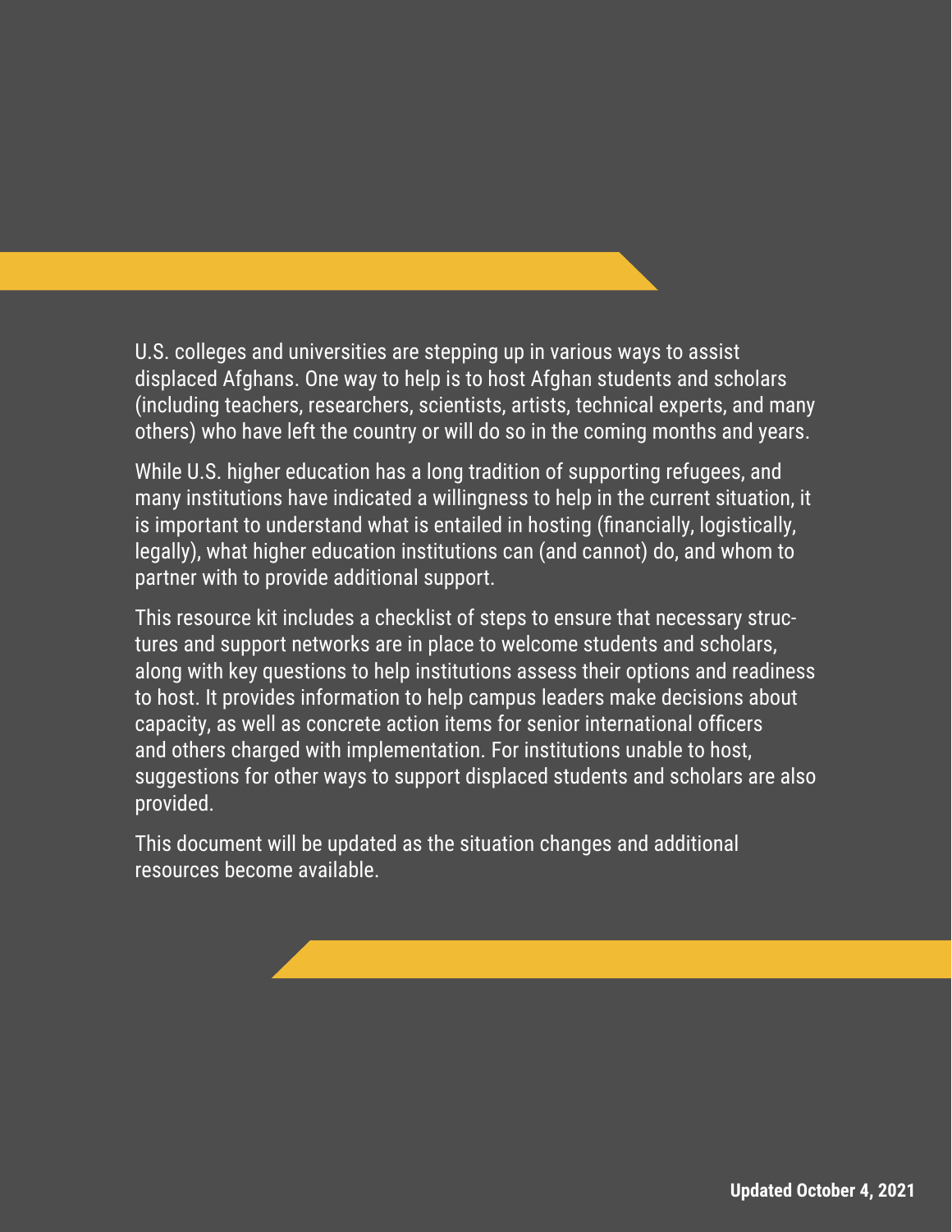U.S. colleges and universities are stepping up in various ways to assist displaced Afghans. One way to help is to host Afghan students and scholars (including teachers, researchers, scientists, artists, technical experts, and many others) who have left the country or will do so in the coming months and years.

While U.S. higher education has a long tradition of supporting refugees, and many institutions have indicated a willingness to help in the current situation, it is important to understand what is entailed in hosting (financially, logistically, legally), what higher education institutions can (and cannot) do, and whom to partner with to provide additional support.

This resource kit includes a checklist of steps to ensure that necessary structures and support networks are in place to welcome students and scholars, along with key questions to help institutions assess their options and readiness to host. It provides information to help campus leaders make decisions about capacity, as well as concrete action items for senior international officers and others charged with implementation. For institutions unable to host, suggestions for other ways to support displaced students and scholars are also provided.

This document will be updated as the situation changes and additional resources become available.

**Updated October 4, 2021**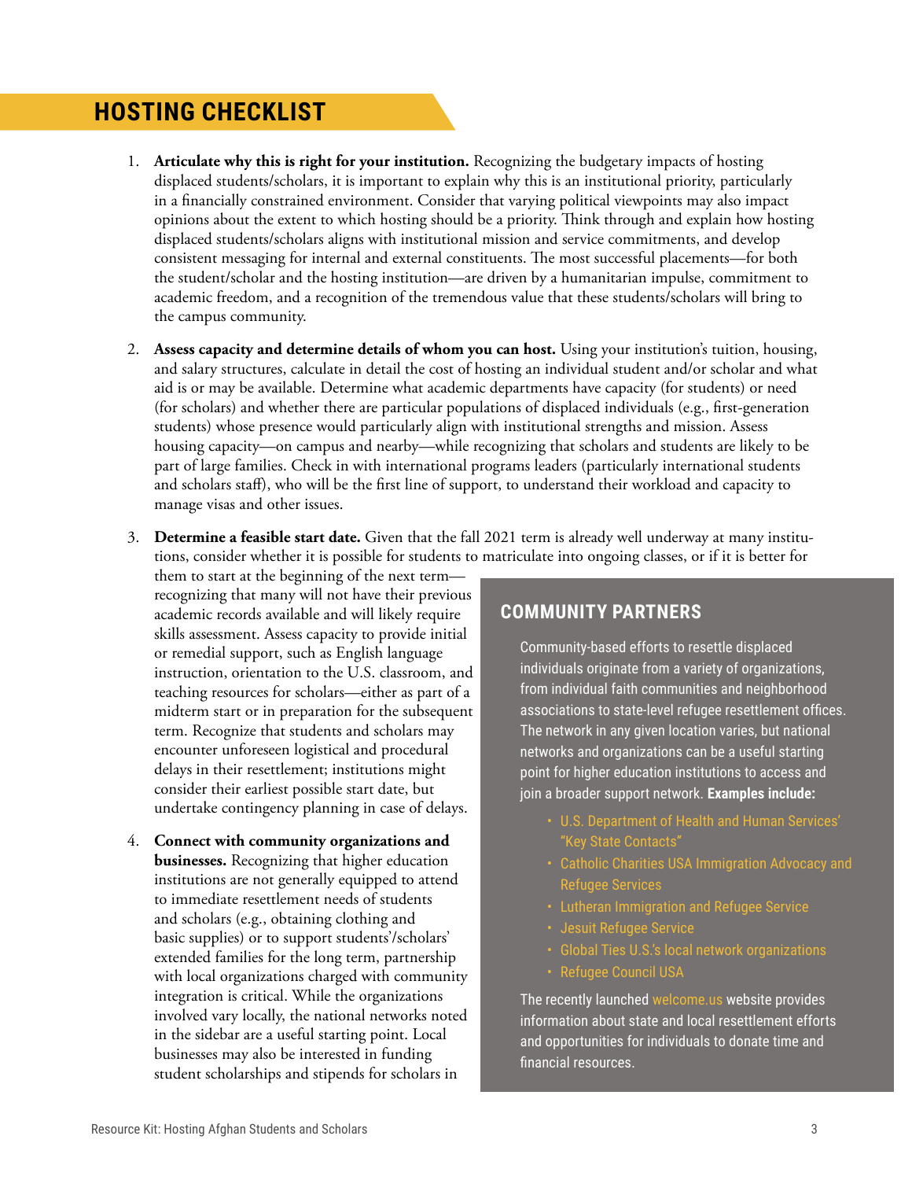## HOSTING CHECKLIST

1. **Articulate why this is right for your institution.** Recognizing the budgetary impacts of hosting displaced students/scholars, it is important to explain why this is an institutional priority, particularly in a financially constrained environment. Consider that varying political viewpoints may also impact opinions about the extent to which hosting should be a priority. Think through and explain how hosting displaced students/scholars aligns with institutional mission and service commitments, and develop consistent messaging for internal and external constituents. The most successful placements—for both the student/scholar and the hosting institution—are driven by a humanitarian impulse, commitment to academic freedom, and a recognition of the tremendous value that these students/scholars will bring to the campus community.

2. **Assess capacity and determine details of whom you can host.** Using your institution's tuition, housing, and salary structures, calculate in detail the cost of hosting an individual student and/or scholar and what aid is or may be available. Determine what academic departments have capacity (for students) or need (for scholars) and whether there are particular populations of displaced individuals (e.g., first-generation students) whose presence would particularly align with institutional strengths and mission. Assess housing capacity—on campus and nearby—while recognizing that scholars and students are likely to be part of large families. Check in with international programs leaders (particularly international students and scholars staff), who will be the first line of support, to understand their workload and capacity to manage visas and other issues.

3. **Determine a feasible start date.** Given that the fall 2021 term is already well underway at many institutions, consider whether it is possible for students to matriculate into ongoing classes, or if it is better for them to start at the beginning of the next term—recognizing that many will not have their previous academic records available and will likely require skills assessment. Assess capacity to provide initial or remedial support, such as English language instruction, orientation to the U.S. classroom, and teaching resources for scholars—either as part of a midterm start or in preparation for the subsequent term. Recognize that students and scholars may encounter unforeseen logistical and procedural delays in their resettlement; institutions might consider their earliest possible start date, but undertake contingency planning in case of delays.

4. **Connect with community organizations and businesses.** Recognizing that higher education institutions are not generally equipped to attend to immediate resettlement needs of students and scholars (e.g., obtaining clothing and basic supplies) or to support students'/scholars' extended families for the long term, partnership with local organizations charged with community integration is critical. While the organizations involved vary locally, the national networks noted in the sidebar are a useful starting point. Local businesses may also be interested in funding student scholarships and stipends for scholars in

### COMMUNITY PARTNERS

Community-based efforts to resettle displaced individuals originate from a variety of organizations, from individual faith communities and neighborhood associations to state-level refugee resettlement offices. The network in any given location varies, but national networks and organizations can be a useful starting point for higher education institutions to access and join a broader support network. **Examples include:**

- U.S. Department of Health and Human Services' "Key State Contacts"
- Catholic Charities USA Immigration Advocacy and Refugee Services
- Lutheran Immigration and Refugee Service
- Jesuit Refugee Service
- Global Ties U.S.'s local network organizations
- Refugee Council USA

The recently launched welcome.us website provides information about state and local resettlement efforts and opportunities for individuals to donate time and financial resources.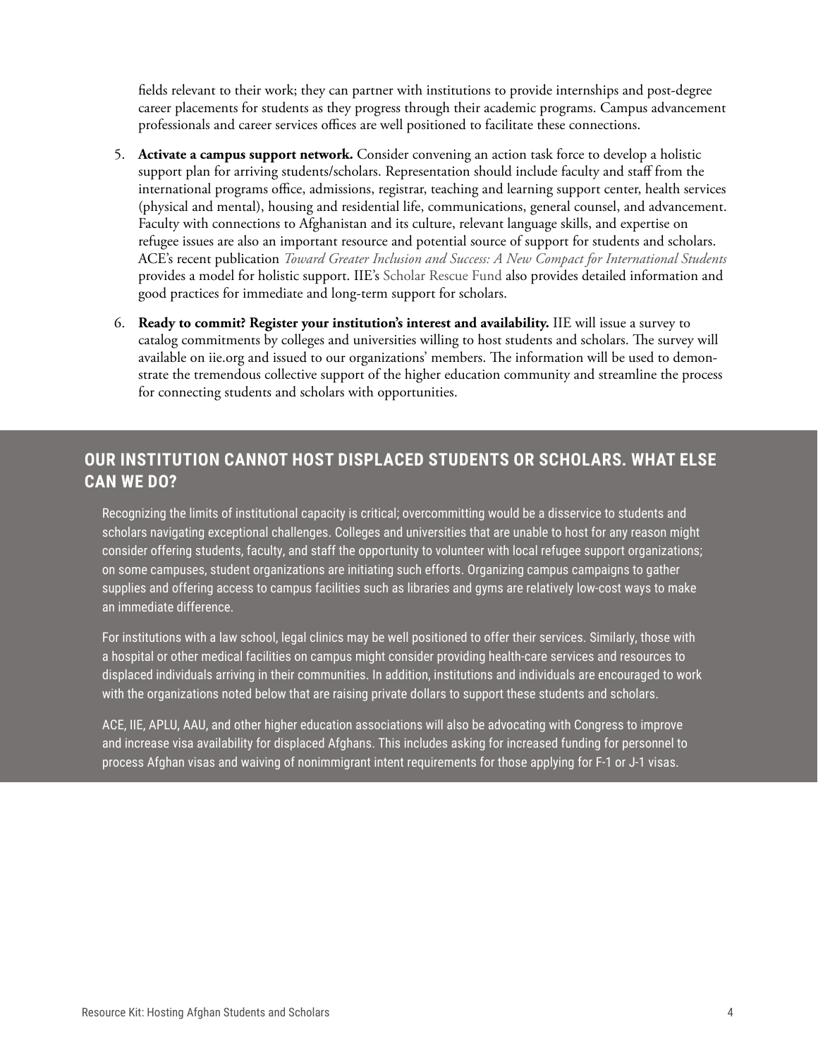fields relevant to their work; they can partner with institutions to provide internships and post-degree career placements for students as they progress through their academic programs. Campus advancement professionals and career services offices are well positioned to facilitate these connections.

5. **Activate a campus support network.** Consider convening an action task force to develop a holistic support plan for arriving students/scholars. Representation should include faculty and staff from the international programs office, admissions, registrar, teaching and learning support center, health services (physical and mental), housing and residential life, communications, general counsel, and advancement. Faculty with connections to Afghanistan and its culture, relevant language skills, and expertise on refugee issues are also an important resource and potential source of support for students and scholars. ACE's recent publication *Toward Greater Inclusion and Success: A New Compact for International Students* provides a model for holistic support. IIE's Scholar Rescue Fund also provides detailed information and good practices for immediate and long-term support for scholars.

6. **Ready to commit? Register your institution's interest and availability.** IIE will issue a survey to catalog commitments by colleges and universities willing to host students and scholars. The survey will available on iie.org and issued to our organizations' members. The information will be used to demonstrate the tremendous collective support of the higher education community and streamline the process for connecting students and scholars with opportunities.

## OUR INSTITUTION CANNOT HOST DISPLACED STUDENTS OR SCHOLARS. WHAT ELSE CAN WE DO?

Recognizing the limits of institutional capacity is critical; overcommitting would be a disservice to students and scholars navigating exceptional challenges. Colleges and universities that are unable to host for any reason might consider offering students, faculty, and staff the opportunity to volunteer with local refugee support organizations; on some campuses, student organizations are initiating such efforts. Organizing campus campaigns to gather supplies and offering access to campus facilities such as libraries and gyms are relatively low-cost ways to make an immediate difference.

For institutions with a law school, legal clinics may be well positioned to offer their services. Similarly, those with a hospital or other medical facilities on campus might consider providing health-care services and resources to displaced individuals arriving in their communities. In addition, institutions and individuals are encouraged to work with the organizations noted below that are raising private dollars to support these students and scholars.

ACE, IIE, APLU, AAU, and other higher education associations will also be advocating with Congress to improve and increase visa availability for displaced Afghans. This includes asking for increased funding for personnel to process Afghan visas and waiving of nonimmigrant intent requirements for those applying for F-1 or J-1 visas.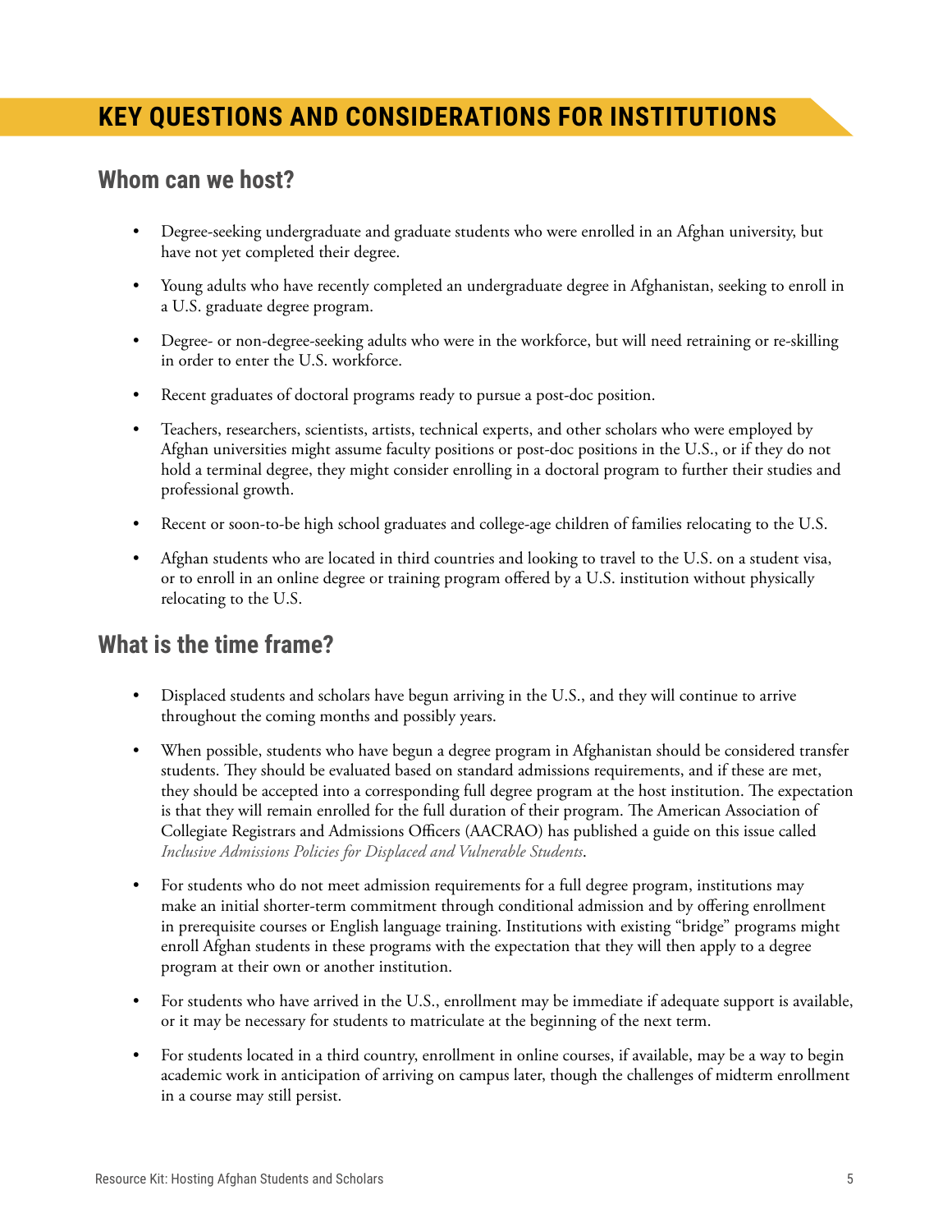## KEY QUESTIONS AND CONSIDERATIONS FOR INSTITUTIONS

### Whom can we host?

- Degree-seeking undergraduate and graduate students who were enrolled in an Afghan university, but have not yet completed their degree.
- Young adults who have recently completed an undergraduate degree in Afghanistan, seeking to enroll in a U.S. graduate degree program.
- Degree- or non-degree-seeking adults who were in the workforce, but will need retraining or re-skilling in order to enter the U.S. workforce.
- Recent graduates of doctoral programs ready to pursue a post-doc position.
- Teachers, researchers, scientists, artists, technical experts, and other scholars who were employed by Afghan universities might assume faculty positions or post-doc positions in the U.S., or if they do not hold a terminal degree, they might consider enrolling in a doctoral program to further their studies and professional growth.
- Recent or soon-to-be high school graduates and college-age children of families relocating to the U.S.
- Afghan students who are located in third countries and looking to travel to the U.S. on a student visa, or to enroll in an online degree or training program offered by a U.S. institution without physically relocating to the U.S.

### What is the time frame?

- Displaced students and scholars have begun arriving in the U.S., and they will continue to arrive throughout the coming months and possibly years.
- When possible, students who have begun a degree program in Afghanistan should be considered transfer students. They should be evaluated based on standard admissions requirements, and if these are met, they should be accepted into a corresponding full degree program at the host institution. The expectation is that they will remain enrolled for the full duration of their program. The American Association of Collegiate Registrars and Admissions Officers (AACRAO) has published a guide on this issue called *Inclusive Admissions Policies for Displaced and Vulnerable Students*.
- For students who do not meet admission requirements for a full degree program, institutions may make an initial shorter-term commitment through conditional admission and by offering enrollment in prerequisite courses or English language training. Institutions with existing "bridge" programs might enroll Afghan students in these programs with the expectation that they will then apply to a degree program at their own or another institution.
- For students who have arrived in the U.S., enrollment may be immediate if adequate support is available, or it may be necessary for students to matriculate at the beginning of the next term.
- For students located in a third country, enrollment in online courses, if available, may be a way to begin academic work in anticipation of arriving on campus later, though the challenges of midterm enrollment in a course may still persist.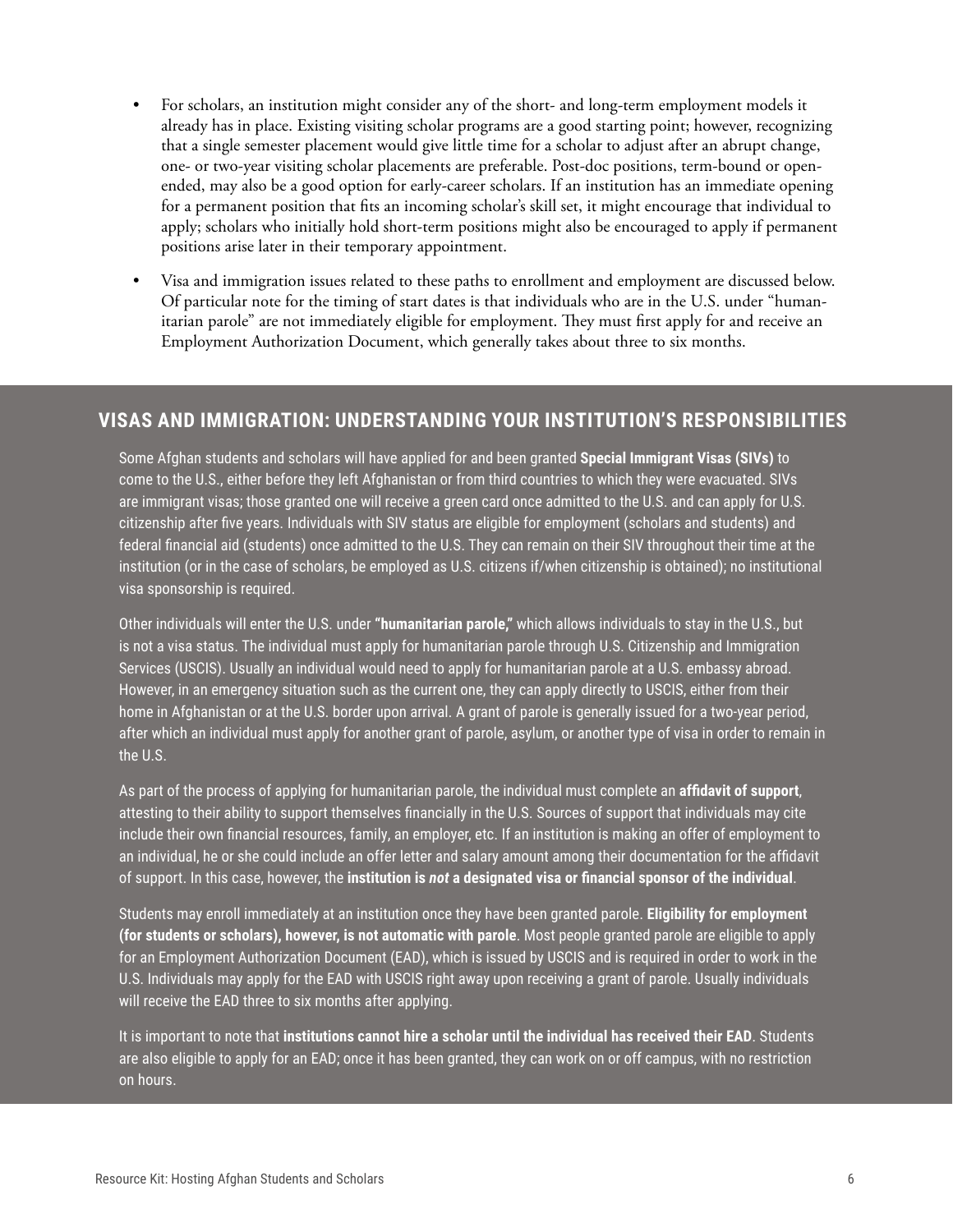- For scholars, an institution might consider any of the short- and long-term employment models it already has in place. Existing visiting scholar programs are a good starting point; however, recognizing that a single semester placement would give little time for a scholar to adjust after an abrupt change, one- or two-year visiting scholar placements are preferable. Post-doc positions, term-bound or open-ended, may also be a good option for early-career scholars. If an institution has an immediate opening for a permanent position that fits an incoming scholar's skill set, it might encourage that individual to apply; scholars who initially hold short-term positions might also be encouraged to apply if permanent positions arise later in their temporary appointment.
- Visa and immigration issues related to these paths to enrollment and employment are discussed below. Of particular note for the timing of start dates is that individuals who are in the U.S. under "humanitarian parole" are not immediately eligible for employment. They must first apply for and receive an Employment Authorization Document, which generally takes about three to six months.

## VISAS AND IMMIGRATION: UNDERSTANDING YOUR INSTITUTION'S RESPONSIBILITIES

Some Afghan students and scholars will have applied for and been granted **Special Immigrant Visas (SIVs)** to come to the U.S., either before they left Afghanistan or from third countries to which they were evacuated. SIVs are immigrant visas; those granted one will receive a green card once admitted to the U.S. and can apply for U.S. citizenship after five years. Individuals with SIV status are eligible for employment (scholars and students) and federal financial aid (students) once admitted to the U.S. They can remain on their SIV throughout their time at the institution (or in the case of scholars, be employed as U.S. citizens if/when citizenship is obtained); no institutional visa sponsorship is required.

Other individuals will enter the U.S. under **"humanitarian parole,"** which allows individuals to stay in the U.S., but is not a visa status. The individual must apply for humanitarian parole through U.S. Citizenship and Immigration Services (USCIS). Usually an individual would need to apply for humanitarian parole at a U.S. embassy abroad. However, in an emergency situation such as the current one, they can apply directly to USCIS, either from their home in Afghanistan or at the U.S. border upon arrival. A grant of parole is generally issued for a two-year period, after which an individual must apply for another grant of parole, asylum, or another type of visa in order to remain in the U.S.

As part of the process of applying for humanitarian parole, the individual must complete an **affidavit of support**, attesting to their ability to support themselves financially in the U.S. Sources of support that individuals may cite include their own financial resources, family, an employer, etc. If an institution is making an offer of employment to an individual, he or she could include an offer letter and salary amount among their documentation for the affidavit of support. In this case, however, the **institution is *not* a designated visa or financial sponsor of the individual**.

Students may enroll immediately at an institution once they have been granted parole. **Eligibility for employment (for students or scholars), however, is not automatic with parole**. Most people granted parole are eligible to apply for an Employment Authorization Document (EAD), which is issued by USCIS and is required in order to work in the U.S. Individuals may apply for the EAD with USCIS right away upon receiving a grant of parole. Usually individuals will receive the EAD three to six months after applying.

It is important to note that **institutions cannot hire a scholar until the individual has received their EAD**. Students are also eligible to apply for an EAD; once it has been granted, they can work on or off campus, with no restriction on hours.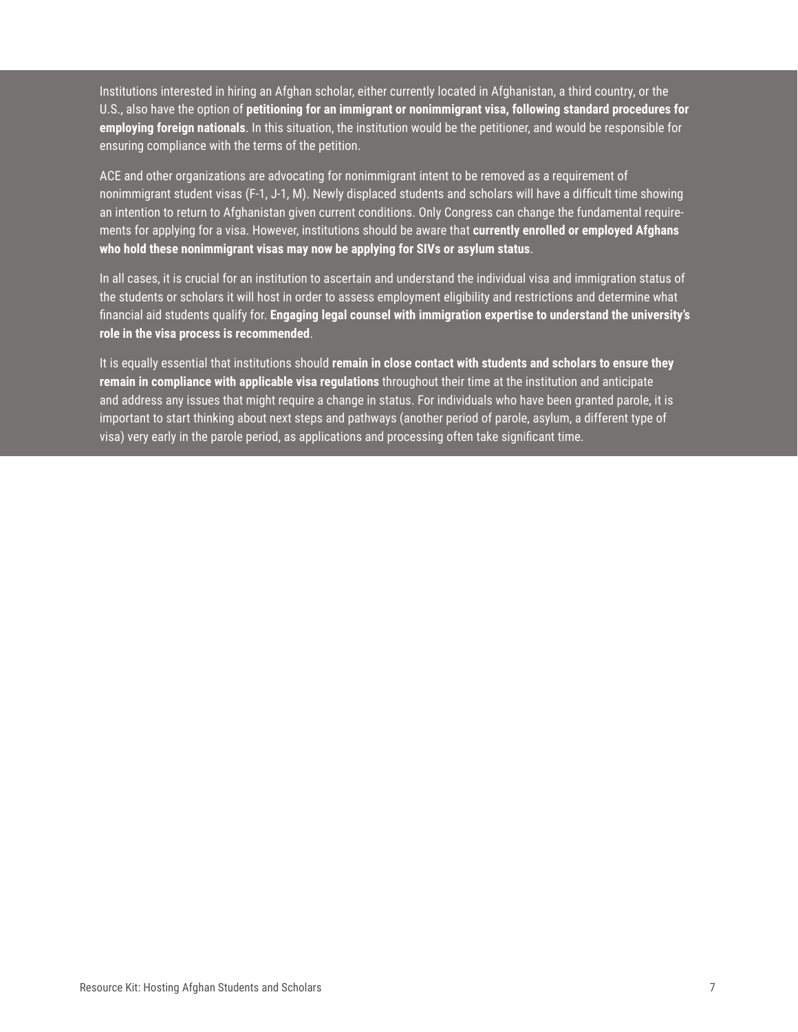Institutions interested in hiring an Afghan scholar, either currently located in Afghanistan, a third country, or the U.S., also have the option of **petitioning for an immigrant or nonimmigrant visa, following standard procedures for employing foreign nationals**. In this situation, the institution would be the petitioner, and would be responsible for ensuring compliance with the terms of the petition.

ACE and other organizations are advocating for nonimmigrant intent to be removed as a requirement of nonimmigrant student visas (F-1, J-1, M). Newly displaced students and scholars will have a difficult time showing an intention to return to Afghanistan given current conditions. Only Congress can change the fundamental requirements for applying for a visa. However, institutions should be aware that **currently enrolled or employed Afghans who hold these nonimmigrant visas may now be applying for SIVs or asylum status**.

In all cases, it is crucial for an institution to ascertain and understand the individual visa and immigration status of the students or scholars it will host in order to assess employment eligibility and restrictions and determine what financial aid students qualify for. **Engaging legal counsel with immigration expertise to understand the university's role in the visa process is recommended**.

It is equally essential that institutions should **remain in close contact with students and scholars to ensure they remain in compliance with applicable visa regulations** throughout their time at the institution and anticipate and address any issues that might require a change in status. For individuals who have been granted parole, it is important to start thinking about next steps and pathways (another period of parole, asylum, a different type of visa) very early in the parole period, as applications and processing often take significant time.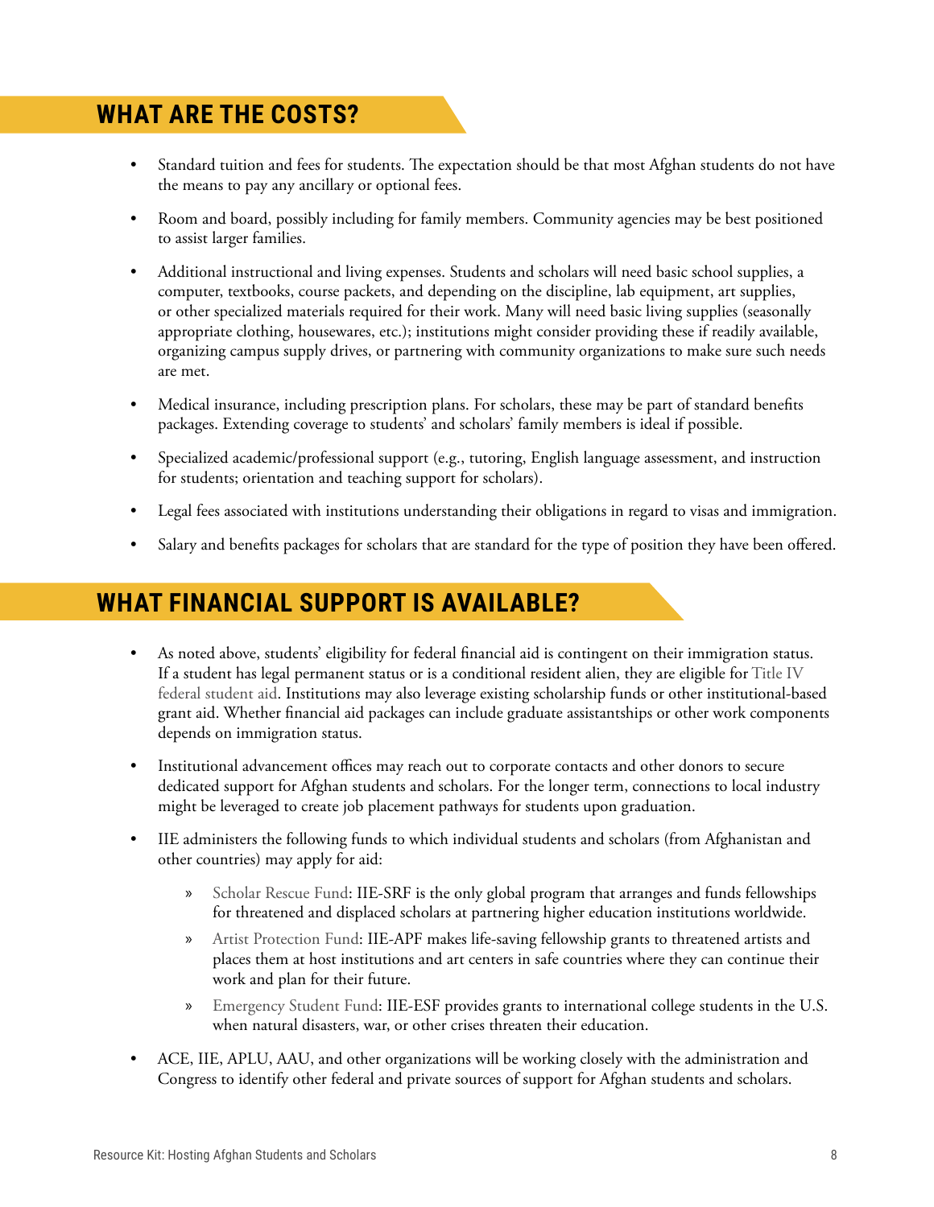## WHAT ARE THE COSTS?

- Standard tuition and fees for students. The expectation should be that most Afghan students do not have the means to pay any ancillary or optional fees.
- Room and board, possibly including for family members. Community agencies may be best positioned to assist larger families.
- Additional instructional and living expenses. Students and scholars will need basic school supplies, a computer, textbooks, course packets, and depending on the discipline, lab equipment, art supplies, or other specialized materials required for their work. Many will need basic living supplies (seasonally appropriate clothing, housewares, etc.); institutions might consider providing these if readily available, organizing campus supply drives, or partnering with community organizations to make sure such needs are met.
- Medical insurance, including prescription plans. For scholars, these may be part of standard benefits packages. Extending coverage to students' and scholars' family members is ideal if possible.
- Specialized academic/professional support (e.g., tutoring, English language assessment, and instruction for students; orientation and teaching support for scholars).
- Legal fees associated with institutions understanding their obligations in regard to visas and immigration.
- Salary and benefits packages for scholars that are standard for the type of position they have been offered.

## WHAT FINANCIAL SUPPORT IS AVAILABLE?

- As noted above, students' eligibility for federal financial aid is contingent on their immigration status. If a student has legal permanent status or is a conditional resident alien, they are eligible for Title IV federal student aid. Institutions may also leverage existing scholarship funds or other institutional-based grant aid. Whether financial aid packages can include graduate assistantships or other work components depends on immigration status.
- Institutional advancement offices may reach out to corporate contacts and other donors to secure dedicated support for Afghan students and scholars. For the longer term, connections to local industry might be leveraged to create job placement pathways for students upon graduation.
- IIE administers the following funds to which individual students and scholars (from Afghanistan and other countries) may apply for aid:
  - Scholar Rescue Fund: IIE-SRF is the only global program that arranges and funds fellowships for threatened and displaced scholars at partnering higher education institutions worldwide.
  - Artist Protection Fund: IIE-APF makes life-saving fellowship grants to threatened artists and places them at host institutions and art centers in safe countries where they can continue their work and plan for their future.
  - Emergency Student Fund: IIE-ESF provides grants to international college students in the U.S. when natural disasters, war, or other crises threaten their education.
- ACE, IIE, APLU, AAU, and other organizations will be working closely with the administration and Congress to identify other federal and private sources of support for Afghan students and scholars.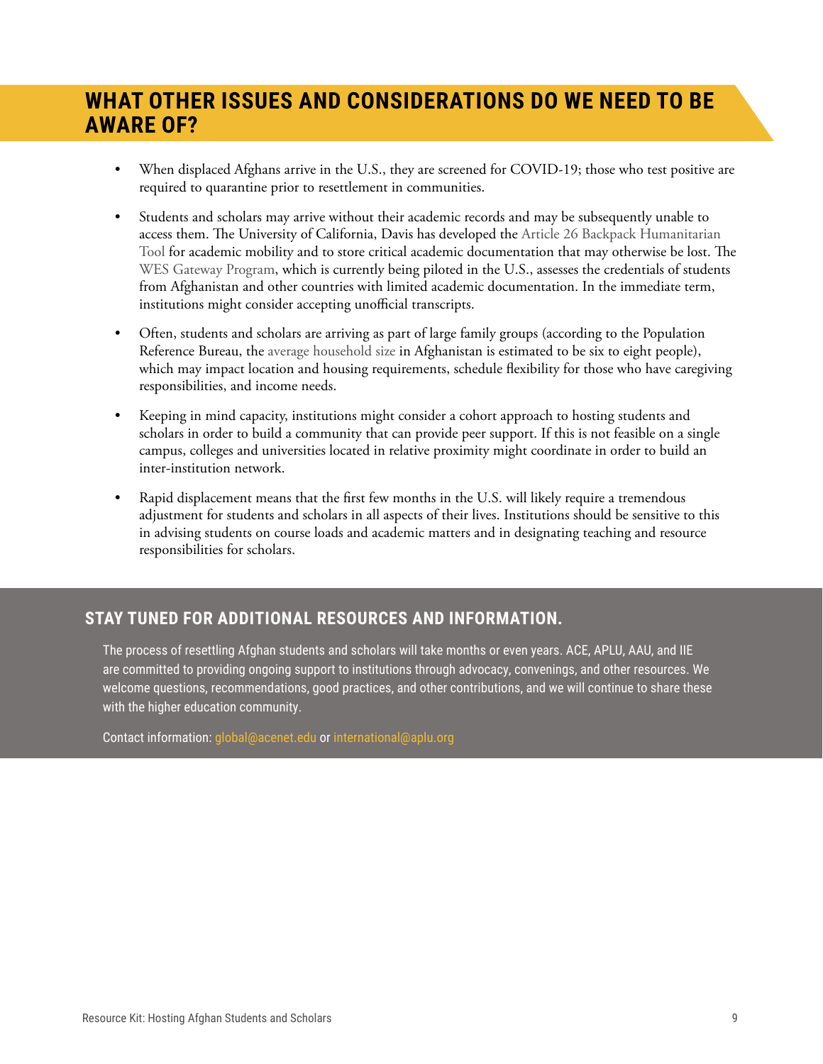## WHAT OTHER ISSUES AND CONSIDERATIONS DO WE NEED TO BE AWARE OF?

- When displaced Afghans arrive in the U.S., they are screened for COVID-19; those who test positive are required to quarantine prior to resettlement in communities.
- Students and scholars may arrive without their academic records and may be subsequently unable to access them. The University of California, Davis has developed the Article 26 Backpack Humanitarian Tool for academic mobility and to store critical academic documentation that may otherwise be lost. The WES Gateway Program, which is currently being piloted in the U.S., assesses the credentials of students from Afghanistan and other countries with limited academic documentation. In the immediate term, institutions might consider accepting unofficial transcripts.
- Often, students and scholars are arriving as part of large family groups (according to the Population Reference Bureau, the average household size in Afghanistan is estimated to be six to eight people), which may impact location and housing requirements, schedule flexibility for those who have caregiving responsibilities, and income needs.
- Keeping in mind capacity, institutions might consider a cohort approach to hosting students and scholars in order to build a community that can provide peer support. If this is not feasible on a single campus, colleges and universities located in relative proximity might coordinate in order to build an inter-institution network.
- Rapid displacement means that the first few months in the U.S. will likely require a tremendous adjustment for students and scholars in all aspects of their lives. Institutions should be sensitive to this in advising students on course loads and academic matters and in designating teaching and resource responsibilities for scholars.

### STAY TUNED FOR ADDITIONAL RESOURCES AND INFORMATION.

The process of resettling Afghan students and scholars will take months or even years. ACE, APLU, AAU, and IIE are committed to providing ongoing support to institutions through advocacy, convenings, and other resources. We welcome questions, recommendations, good practices, and other contributions, and we will continue to share these with the higher education community.

Contact information: global@acenet.edu or international@aplu.org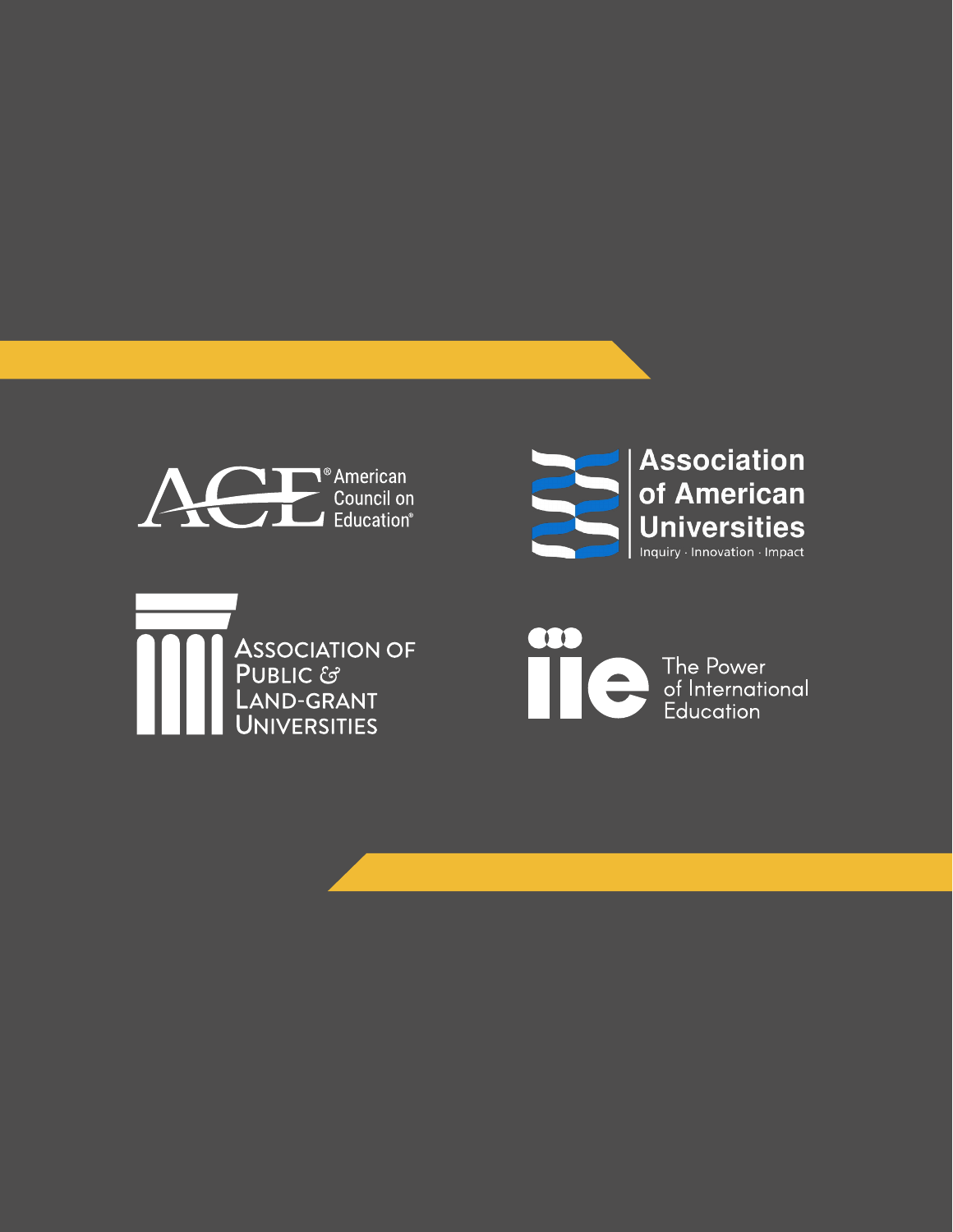American Council on Education

Association of American Universities

Inquiry · Innovation · Impact

Association of Public & Land-Grant Universities

The Power of International Education